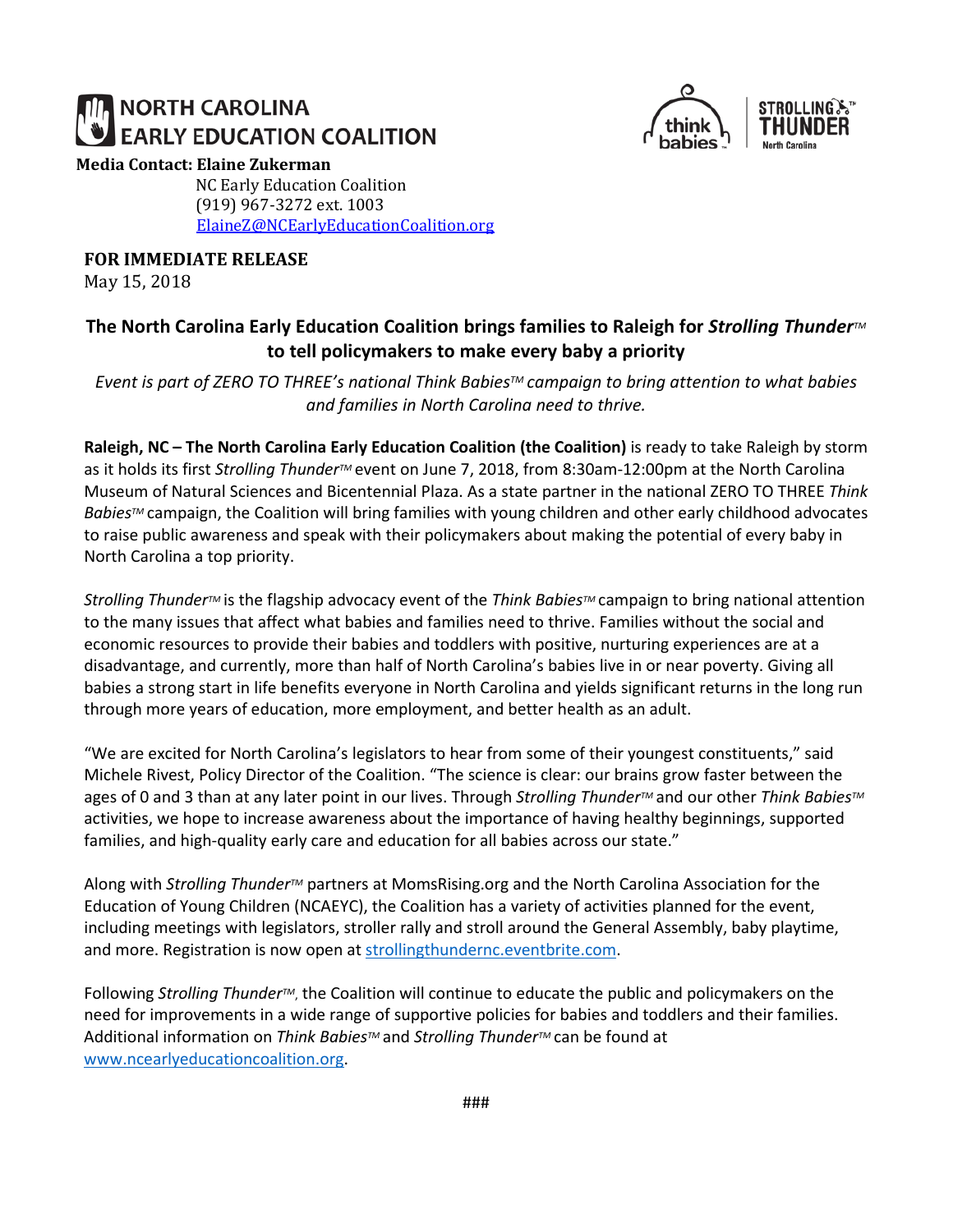NORTH CAROLINA EARLY EDUCATION COALITION

think babies | STROLLING THUNDER™ North Carolina

**Media Contact: Elaine Zukerman**
NC Early Education Coalition
(919) 967-3272 ext. 1003
ElaineZ@NCEarlyEducationCoalition.org

**FOR IMMEDIATE RELEASE**
May 15, 2018

## The North Carolina Early Education Coalition brings families to Raleigh for *Strolling Thunder*™ to tell policymakers to make every baby a priority

*Event is part of ZERO TO THREE's national Think Babies™ campaign to bring attention to what babies and families in North Carolina need to thrive.*

**Raleigh, NC – The North Carolina Early Education Coalition (the Coalition)** is ready to take Raleigh by storm as it holds its first *Strolling Thunder*™ event on June 7, 2018, from 8:30am-12:00pm at the North Carolina Museum of Natural Sciences and Bicentennial Plaza. As a state partner in the national ZERO TO THREE *Think Babies*™ campaign, the Coalition will bring families with young children and other early childhood advocates to raise public awareness and speak with their policymakers about making the potential of every baby in North Carolina a top priority.

*Strolling Thunder*™ is the flagship advocacy event of the *Think Babies*™ campaign to bring national attention to the many issues that affect what babies and families need to thrive. Families without the social and economic resources to provide their babies and toddlers with positive, nurturing experiences are at a disadvantage, and currently, more than half of North Carolina's babies live in or near poverty. Giving all babies a strong start in life benefits everyone in North Carolina and yields significant returns in the long run through more years of education, more employment, and better health as an adult.

"We are excited for North Carolina's legislators to hear from some of their youngest constituents," said Michele Rivest, Policy Director of the Coalition. "The science is clear: our brains grow faster between the ages of 0 and 3 than at any later point in our lives. Through *Strolling Thunder*™ and our other *Think Babies*™ activities, we hope to increase awareness about the importance of having healthy beginnings, supported families, and high-quality early care and education for all babies across our state."

Along with *Strolling Thunder*™ partners at MomsRising.org and the North Carolina Association for the Education of Young Children (NCAEYC), the Coalition has a variety of activities planned for the event, including meetings with legislators, stroller rally and stroll around the General Assembly, baby playtime, and more. Registration is now open at strollingthundernc.eventbrite.com.

Following *Strolling Thunder*™, the Coalition will continue to educate the public and policymakers on the need for improvements in a wide range of supportive policies for babies and toddlers and their families. Additional information on *Think Babies*™ and *Strolling Thunder*™ can be found at www.ncearlyeducationcoalition.org.

###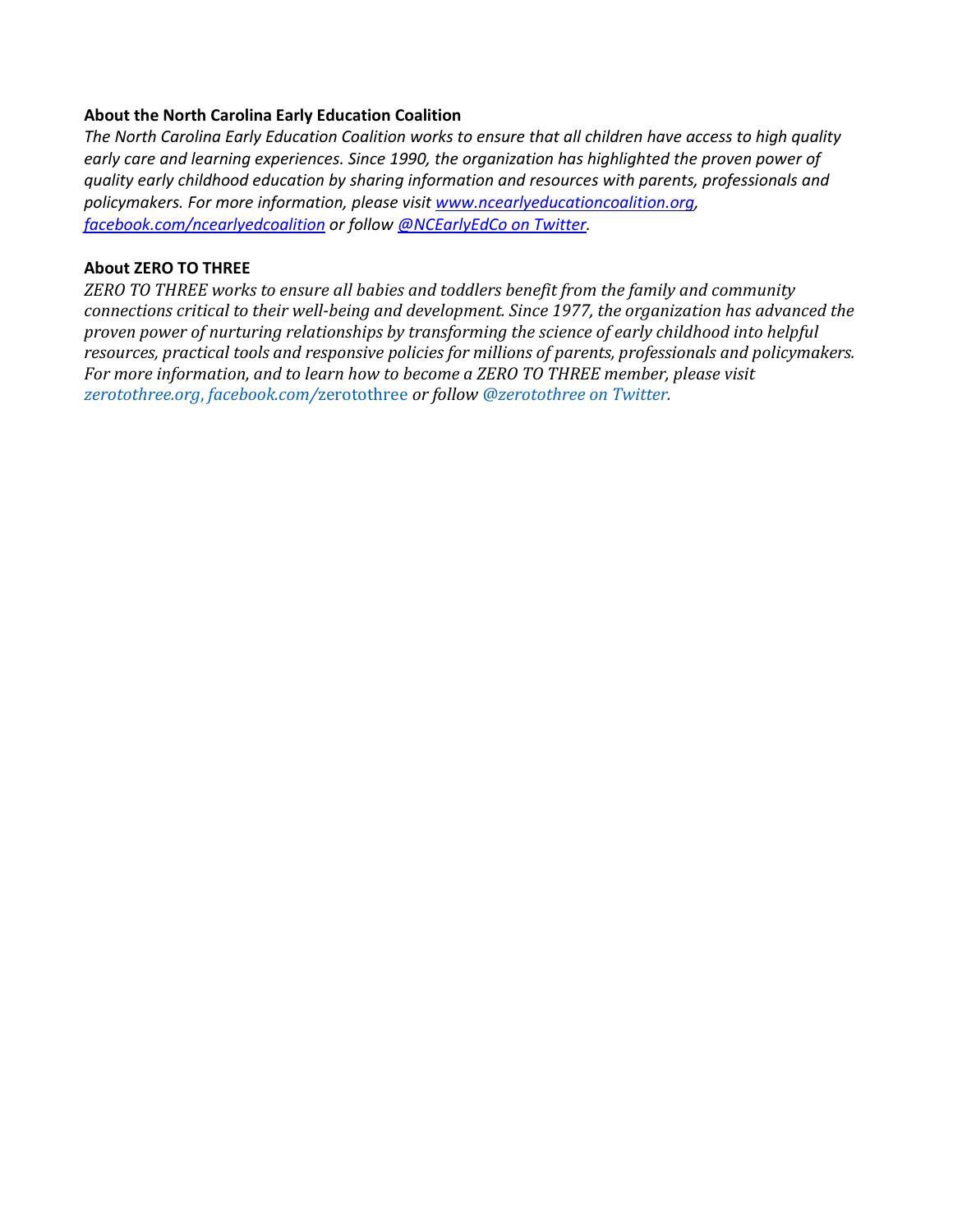**About the North Carolina Early Education Coalition**

*The North Carolina Early Education Coalition works to ensure that all children have access to high quality early care and learning experiences. Since 1990, the organization has highlighted the proven power of quality early childhood education by sharing information and resources with parents, professionals and policymakers. For more information, please visit [www.ncearlyeducationcoalition.org](http://www.ncearlyeducationcoalition.org), [facebook.com/ncearlyedcoalition](https://facebook.com/ncearlyedcoalition) or follow [@NCEarlyEdCo on Twitter](https://twitter.com/NCEarlyEdCo).*

**About ZERO TO THREE**

*ZERO TO THREE works to ensure all babies and toddlers benefit from the family and community connections critical to their well-being and development. Since 1977, the organization has advanced the proven power of nurturing relationships by transforming the science of early childhood into helpful resources, practical tools and responsive policies for millions of parents, professionals and policymakers. For more information, and to learn how to become a ZERO TO THREE member, please visit zerotothree.org, facebook.com/*zerotothree *or follow @zerotothree on Twitter.*